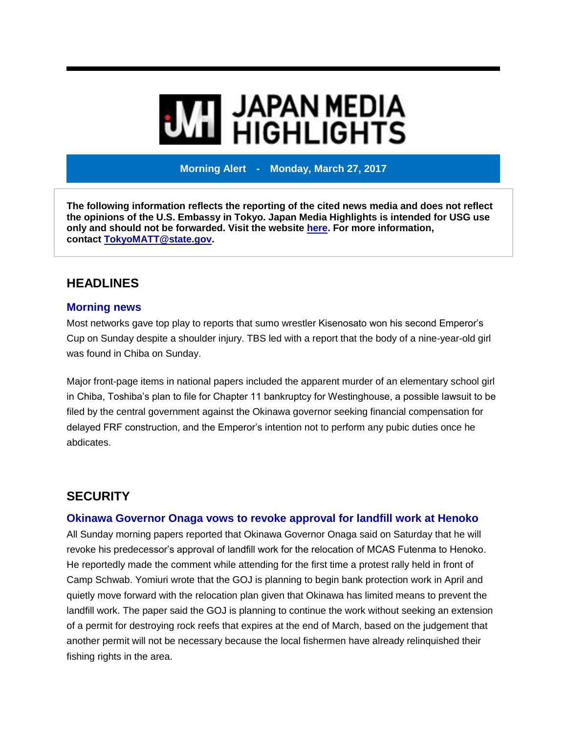# JAPAN MEDIA HIGHLIGHTS

**Morning Alert - Monday, March 27, 2017**

**The following information reflects the reporting of the cited news media and does not reflect the opinions of the U.S. Embassy in Tokyo. Japan Media Highlights is intended for USG use only and should not be forwarded. Visit the website here. For more information, contact TokyoMATT@state.gov.**

## HEADLINES

### Morning news

Most networks gave top play to reports that sumo wrestler Kisenosato won his second Emperor's Cup on Sunday despite a shoulder injury. TBS led with a report that the body of a nine-year-old girl was found in Chiba on Sunday.

Major front-page items in national papers included the apparent murder of an elementary school girl in Chiba, Toshiba's plan to file for Chapter 11 bankruptcy for Westinghouse, a possible lawsuit to be filed by the central government against the Okinawa governor seeking financial compensation for delayed FRF construction, and the Emperor's intention not to perform any pubic duties once he abdicates.

## SECURITY

### Okinawa Governor Onaga vows to revoke approval for landfill work at Henoko

All Sunday morning papers reported that Okinawa Governor Onaga said on Saturday that he will revoke his predecessor's approval of landfill work for the relocation of MCAS Futenma to Henoko. He reportedly made the comment while attending for the first time a protest rally held in front of Camp Schwab. Yomiuri wrote that the GOJ is planning to begin bank protection work in April and quietly move forward with the relocation plan given that Okinawa has limited means to prevent the landfill work. The paper said the GOJ is planning to continue the work without seeking an extension of a permit for destroying rock reefs that expires at the end of March, based on the judgement that another permit will not be necessary because the local fishermen have already relinquished their fishing rights in the area.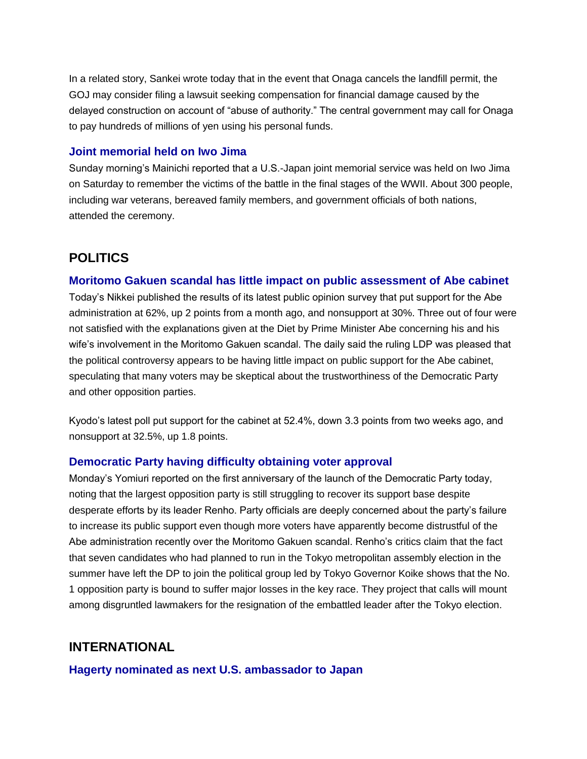In a related story, Sankei wrote today that in the event that Onaga cancels the landfill permit, the GOJ may consider filing a lawsuit seeking compensation for financial damage caused by the delayed construction on account of "abuse of authority." The central government may call for Onaga to pay hundreds of millions of yen using his personal funds.

### Joint memorial held on Iwo Jima

Sunday morning's Mainichi reported that a U.S.-Japan joint memorial service was held on Iwo Jima on Saturday to remember the victims of the battle in the final stages of the WWII. About 300 people, including war veterans, bereaved family members, and government officials of both nations, attended the ceremony.

## POLITICS

### Moritomo Gakuen scandal has little impact on public assessment of Abe cabinet

Today's Nikkei published the results of its latest public opinion survey that put support for the Abe administration at 62%, up 2 points from a month ago, and nonsupport at 30%. Three out of four were not satisfied with the explanations given at the Diet by Prime Minister Abe concerning his and his wife's involvement in the Moritomo Gakuen scandal. The daily said the ruling LDP was pleased that the political controversy appears to be having little impact on public support for the Abe cabinet, speculating that many voters may be skeptical about the trustworthiness of the Democratic Party and other opposition parties.

Kyodo's latest poll put support for the cabinet at 52.4%, down 3.3 points from two weeks ago, and nonsupport at 32.5%, up 1.8 points.

### Democratic Party having difficulty obtaining voter approval

Monday's Yomiuri reported on the first anniversary of the launch of the Democratic Party today, noting that the largest opposition party is still struggling to recover its support base despite desperate efforts by its leader Renho. Party officials are deeply concerned about the party's failure to increase its public support even though more voters have apparently become distrustful of the Abe administration recently over the Moritomo Gakuen scandal. Renho's critics claim that the fact that seven candidates who had planned to run in the Tokyo metropolitan assembly election in the summer have left the DP to join the political group led by Tokyo Governor Koike shows that the No. 1 opposition party is bound to suffer major losses in the key race. They project that calls will mount among disgruntled lawmakers for the resignation of the embattled leader after the Tokyo election.

## INTERNATIONAL

### Hagerty nominated as next U.S. ambassador to Japan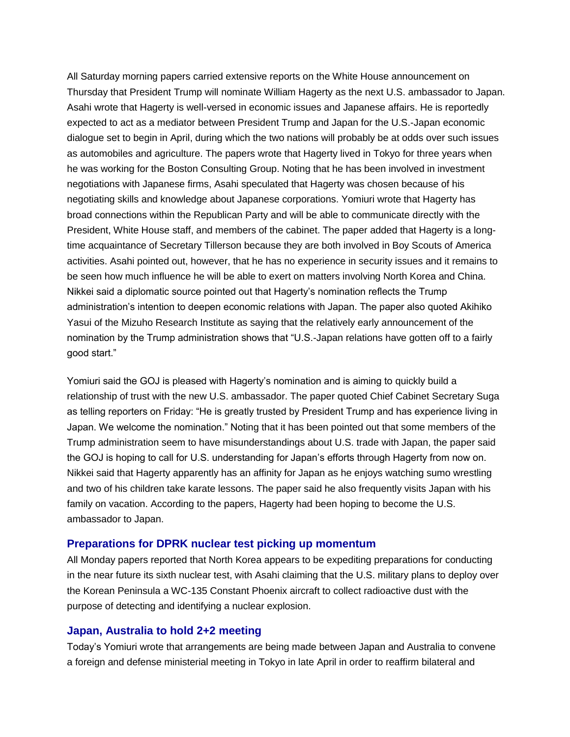All Saturday morning papers carried extensive reports on the White House announcement on Thursday that President Trump will nominate William Hagerty as the next U.S. ambassador to Japan. Asahi wrote that Hagerty is well-versed in economic issues and Japanese affairs. He is reportedly expected to act as a mediator between President Trump and Japan for the U.S.-Japan economic dialogue set to begin in April, during which the two nations will probably be at odds over such issues as automobiles and agriculture. The papers wrote that Hagerty lived in Tokyo for three years when he was working for the Boston Consulting Group. Noting that he has been involved in investment negotiations with Japanese firms, Asahi speculated that Hagerty was chosen because of his negotiating skills and knowledge about Japanese corporations. Yomiuri wrote that Hagerty has broad connections within the Republican Party and will be able to communicate directly with the President, White House staff, and members of the cabinet. The paper added that Hagerty is a long-time acquaintance of Secretary Tillerson because they are both involved in Boy Scouts of America activities. Asahi pointed out, however, that he has no experience in security issues and it remains to be seen how much influence he will be able to exert on matters involving North Korea and China. Nikkei said a diplomatic source pointed out that Hagerty's nomination reflects the Trump administration's intention to deepen economic relations with Japan. The paper also quoted Akihiko Yasui of the Mizuho Research Institute as saying that the relatively early announcement of the nomination by the Trump administration shows that "U.S.-Japan relations have gotten off to a fairly good start."

Yomiuri said the GOJ is pleased with Hagerty's nomination and is aiming to quickly build a relationship of trust with the new U.S. ambassador. The paper quoted Chief Cabinet Secretary Suga as telling reporters on Friday: "He is greatly trusted by President Trump and has experience living in Japan. We welcome the nomination." Noting that it has been pointed out that some members of the Trump administration seem to have misunderstandings about U.S. trade with Japan, the paper said the GOJ is hoping to call for U.S. understanding for Japan's efforts through Hagerty from now on. Nikkei said that Hagerty apparently has an affinity for Japan as he enjoys watching sumo wrestling and two of his children take karate lessons. The paper said he also frequently visits Japan with his family on vacation. According to the papers, Hagerty had been hoping to become the U.S. ambassador to Japan.

### Preparations for DPRK nuclear test picking up momentum

All Monday papers reported that North Korea appears to be expediting preparations for conducting in the near future its sixth nuclear test, with Asahi claiming that the U.S. military plans to deploy over the Korean Peninsula a WC-135 Constant Phoenix aircraft to collect radioactive dust with the purpose of detecting and identifying a nuclear explosion.

### Japan, Australia to hold 2+2 meeting

Today's Yomiuri wrote that arrangements are being made between Japan and Australia to convene a foreign and defense ministerial meeting in Tokyo in late April in order to reaffirm bilateral and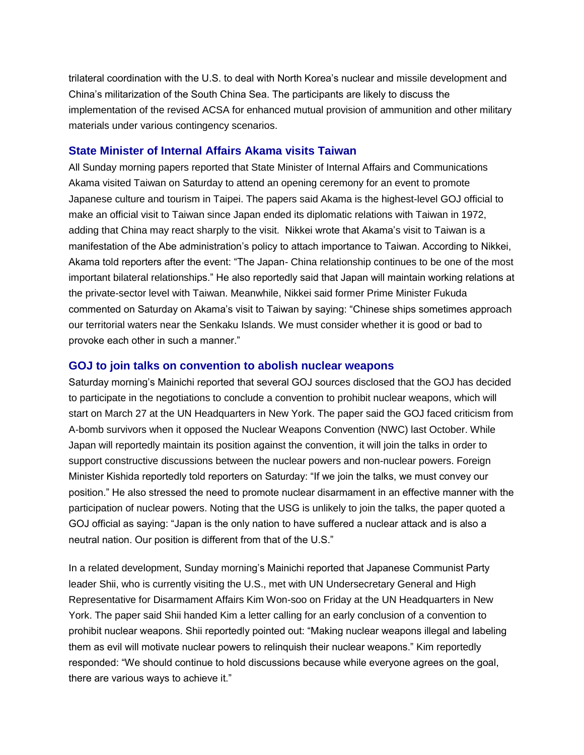trilateral coordination with the U.S. to deal with North Korea's nuclear and missile development and China's militarization of the South China Sea. The participants are likely to discuss the implementation of the revised ACSA for enhanced mutual provision of ammunition and other military materials under various contingency scenarios.

### State Minister of Internal Affairs Akama visits Taiwan

All Sunday morning papers reported that State Minister of Internal Affairs and Communications Akama visited Taiwan on Saturday to attend an opening ceremony for an event to promote Japanese culture and tourism in Taipei. The papers said Akama is the highest-level GOJ official to make an official visit to Taiwan since Japan ended its diplomatic relations with Taiwan in 1972, adding that China may react sharply to the visit. Nikkei wrote that Akama's visit to Taiwan is a manifestation of the Abe administration's policy to attach importance to Taiwan. According to Nikkei, Akama told reporters after the event: "The Japan- China relationship continues to be one of the most important bilateral relationships." He also reportedly said that Japan will maintain working relations at the private-sector level with Taiwan. Meanwhile, Nikkei said former Prime Minister Fukuda commented on Saturday on Akama's visit to Taiwan by saying: "Chinese ships sometimes approach our territorial waters near the Senkaku Islands. We must consider whether it is good or bad to provoke each other in such a manner."

### GOJ to join talks on convention to abolish nuclear weapons

Saturday morning's Mainichi reported that several GOJ sources disclosed that the GOJ has decided to participate in the negotiations to conclude a convention to prohibit nuclear weapons, which will start on March 27 at the UN Headquarters in New York. The paper said the GOJ faced criticism from A-bomb survivors when it opposed the Nuclear Weapons Convention (NWC) last October. While Japan will reportedly maintain its position against the convention, it will join the talks in order to support constructive discussions between the nuclear powers and non-nuclear powers. Foreign Minister Kishida reportedly told reporters on Saturday: "If we join the talks, we must convey our position." He also stressed the need to promote nuclear disarmament in an effective manner with the participation of nuclear powers. Noting that the USG is unlikely to join the talks, the paper quoted a GOJ official as saying: "Japan is the only nation to have suffered a nuclear attack and is also a neutral nation. Our position is different from that of the U.S."

In a related development, Sunday morning's Mainichi reported that Japanese Communist Party leader Shii, who is currently visiting the U.S., met with UN Undersecretary General and High Representative for Disarmament Affairs Kim Won-soo on Friday at the UN Headquarters in New York. The paper said Shii handed Kim a letter calling for an early conclusion of a convention to prohibit nuclear weapons. Shii reportedly pointed out: "Making nuclear weapons illegal and labeling them as evil will motivate nuclear powers to relinquish their nuclear weapons." Kim reportedly responded: "We should continue to hold discussions because while everyone agrees on the goal, there are various ways to achieve it."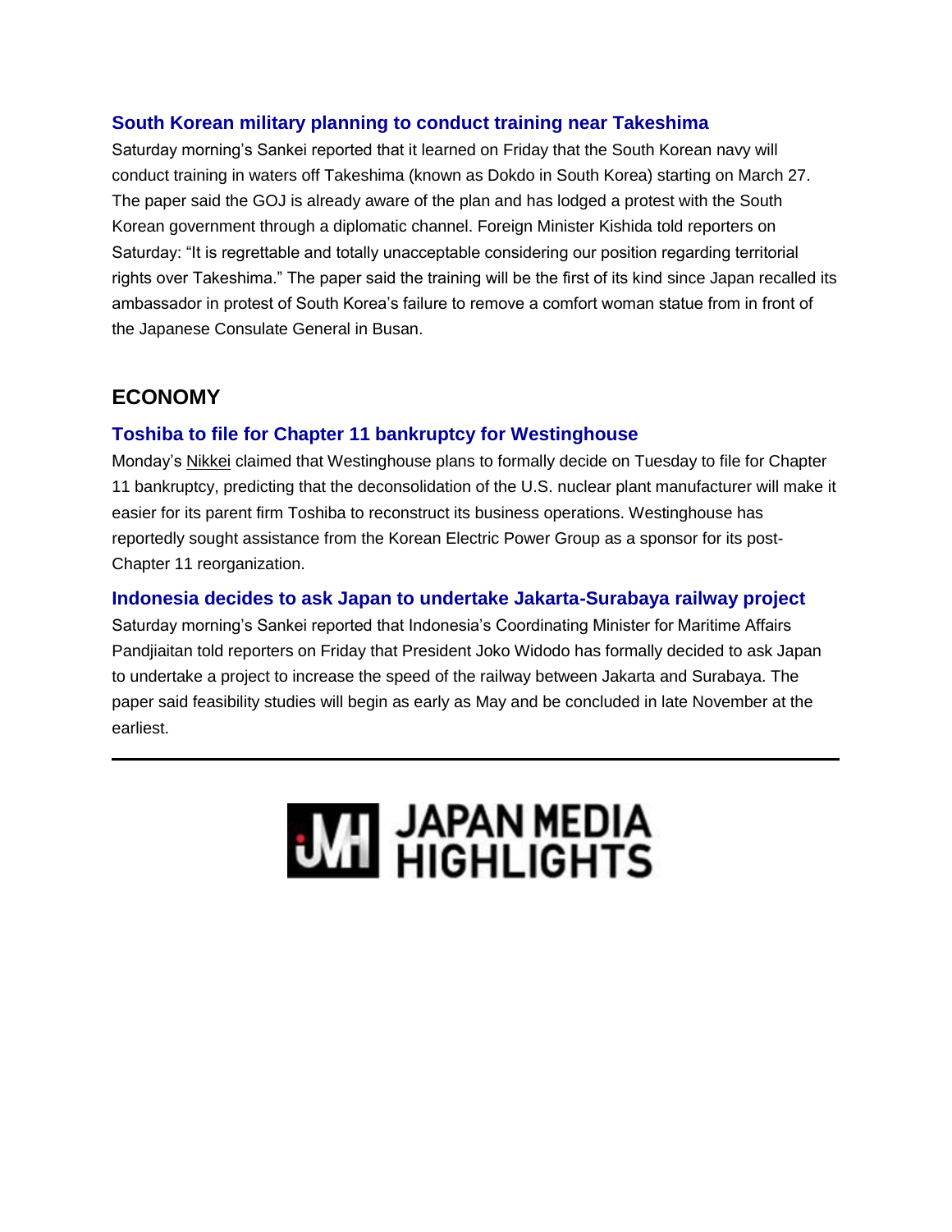### South Korean military planning to conduct training near Takeshima

Saturday morning's Sankei reported that it learned on Friday that the South Korean navy will conduct training in waters off Takeshima (known as Dokdo in South Korea) starting on March 27. The paper said the GOJ is already aware of the plan and has lodged a protest with the South Korean government through a diplomatic channel. Foreign Minister Kishida told reporters on Saturday: "It is regrettable and totally unacceptable considering our position regarding territorial rights over Takeshima." The paper said the training will be the first of its kind since Japan recalled its ambassador in protest of South Korea's failure to remove a comfort woman statue from in front of the Japanese Consulate General in Busan.

## ECONOMY

### Toshiba to file for Chapter 11 bankruptcy for Westinghouse

Monday's Nikkei claimed that Westinghouse plans to formally decide on Tuesday to file for Chapter 11 bankruptcy, predicting that the deconsolidation of the U.S. nuclear plant manufacturer will make it easier for its parent firm Toshiba to reconstruct its business operations. Westinghouse has reportedly sought assistance from the Korean Electric Power Group as a sponsor for its post-Chapter 11 reorganization.

### Indonesia decides to ask Japan to undertake Jakarta-Surabaya railway project

Saturday morning's Sankei reported that Indonesia's Coordinating Minister for Maritime Affairs Pandjiaitan told reporters on Friday that President Joko Widodo has formally decided to ask Japan to undertake a project to increase the speed of the railway between Jakarta and Surabaya. The paper said feasibility studies will begin as early as May and be concluded in late November at the earliest.

---

JMH JAPAN MEDIA HIGHLIGHTS